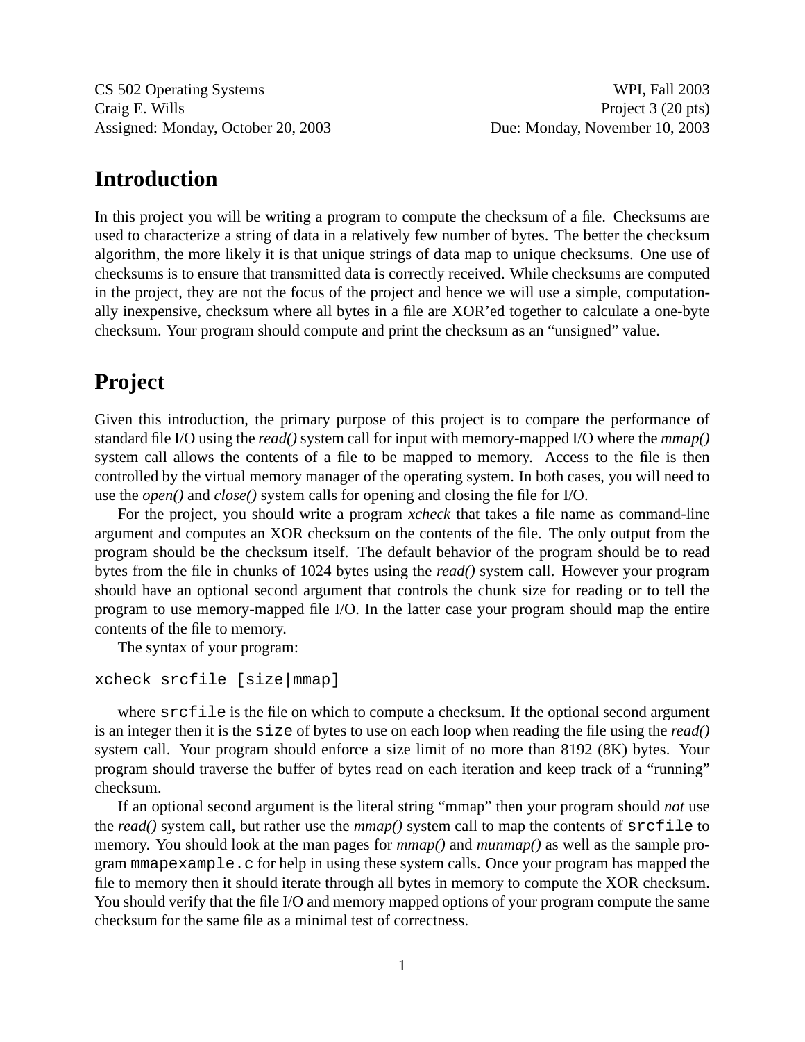CS 502 Operating Systems | WPI, Fall 2003
Craig E. Wills | Project 3 (20 pts)
Assigned: Monday, October 20, 2003 | Due: Monday, November 10, 2003

# Introduction

In this project you will be writing a program to compute the checksum of a file. Checksums are used to characterize a string of data in a relatively few number of bytes. The better the checksum algorithm, the more likely it is that unique strings of data map to unique checksums. One use of checksums is to ensure that transmitted data is correctly received. While checksums are computed in the project, they are not the focus of the project and hence we will use a simple, computationally inexpensive, checksum where all bytes in a file are XOR'ed together to calculate a one-byte checksum. Your program should compute and print the checksum as an "unsigned" value.

# Project

Given this introduction, the primary purpose of this project is to compare the performance of standard file I/O using the *read()* system call for input with memory-mapped I/O where the *mmap()* system call allows the contents of a file to be mapped to memory. Access to the file is then controlled by the virtual memory manager of the operating system. In both cases, you will need to use the *open()* and *close()* system calls for opening and closing the file for I/O.

For the project, you should write a program *xcheck* that takes a file name as command-line argument and computes an XOR checksum on the contents of the file. The only output from the program should be the checksum itself. The default behavior of the program should be to read bytes from the file in chunks of 1024 bytes using the *read()* system call. However your program should have an optional second argument that controls the chunk size for reading or to tell the program to use memory-mapped file I/O. In the latter case your program should map the entire contents of the file to memory.

The syntax of your program:

```
xcheck srcfile [size|mmap]
```

where `srcfile` is the file on which to compute a checksum. If the optional second argument is an integer then it is the `size` of bytes to use on each loop when reading the file using the *read()* system call. Your program should enforce a size limit of no more than 8192 (8K) bytes. Your program should traverse the buffer of bytes read on each iteration and keep track of a "running" checksum.

If an optional second argument is the literal string "mmap" then your program should *not* use the *read()* system call, but rather use the *mmap()* system call to map the contents of `srcfile` to memory. You should look at the man pages for *mmap()* and *munmap()* as well as the sample program `mmapexample.c` for help in using these system calls. Once your program has mapped the file to memory then it should iterate through all bytes in memory to compute the XOR checksum. You should verify that the file I/O and memory mapped options of your program compute the same checksum for the same file as a minimal test of correctness.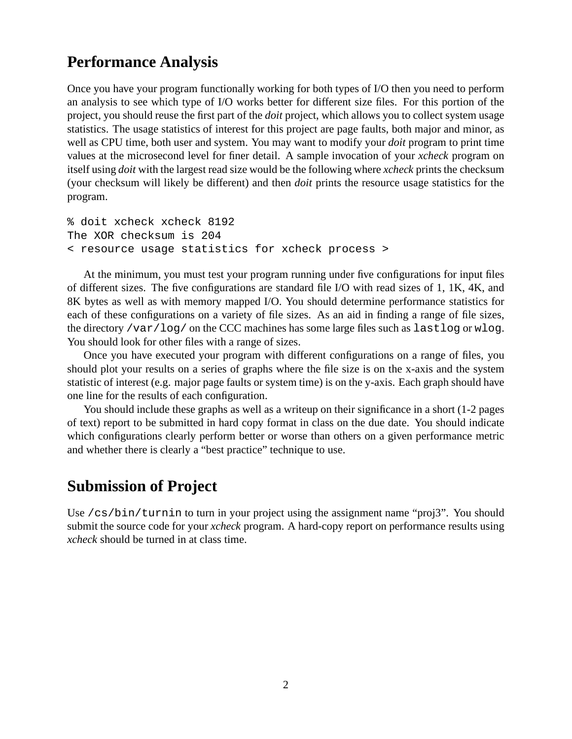## Performance Analysis

Once you have your program functionally working for both types of I/O then you need to perform an analysis to see which type of I/O works better for different size files. For this portion of the project, you should reuse the first part of the *doit* project, which allows you to collect system usage statistics. The usage statistics of interest for this project are page faults, both major and minor, as well as CPU time, both user and system. You may want to modify your *doit* program to print time values at the microsecond level for finer detail. A sample invocation of your *xcheck* program on itself using *doit* with the largest read size would be the following where *xcheck* prints the checksum (your checksum will likely be different) and then *doit* prints the resource usage statistics for the program.

```
% doit xcheck xcheck 8192
The XOR checksum is 204
< resource usage statistics for xcheck process >
```

At the minimum, you must test your program running under five configurations for input files of different sizes. The five configurations are standard file I/O with read sizes of 1, 1K, 4K, and 8K bytes as well as with memory mapped I/O. You should determine performance statistics for each of these configurations on a variety of file sizes. As an aid in finding a range of file sizes, the directory `/var/log/` on the CCC machines has some large files such as `lastlog` or `wlog`. You should look for other files with a range of sizes.

Once you have executed your program with different configurations on a range of files, you should plot your results on a series of graphs where the file size is on the x-axis and the system statistic of interest (e.g. major page faults or system time) is on the y-axis. Each graph should have one line for the results of each configuration.

You should include these graphs as well as a writeup on their significance in a short (1-2 pages of text) report to be submitted in hard copy format in class on the due date. You should indicate which configurations clearly perform better or worse than others on a given performance metric and whether there is clearly a "best practice" technique to use.

## Submission of Project

Use `/cs/bin/turnin` to turn in your project using the assignment name "proj3". You should submit the source code for your *xcheck* program. A hard-copy report on performance results using *xcheck* should be turned in at class time.